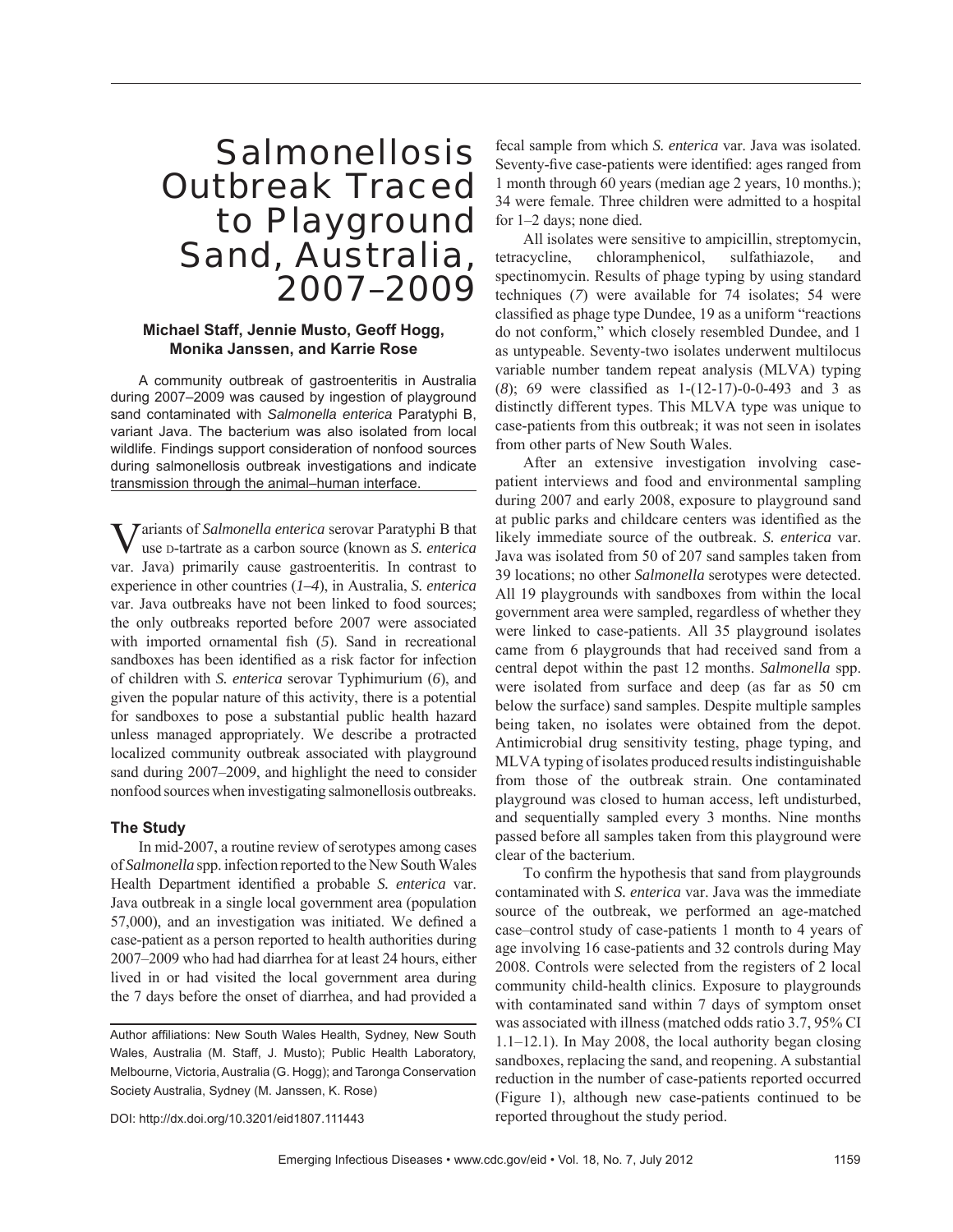# Salmonellosis Outbreak Traced to Playground Sand, Australia, 2007–2009

**Michael Staff, Jennie Musto, Geoff Hogg, Monika Janssen, and Karrie Rose**

A community outbreak of gastroenteritis in Australia during 2007–2009 was caused by ingestion of playground sand contaminated with *Salmonella enterica* Paratyphi B, variant Java. The bacterium was also isolated from local wildlife. Findings support consideration of nonfood sources during salmonellosis outbreak investigations and indicate transmission through the animal–human interface.

Variants of *Salmonella enterica* serovar Paratyphi B that use D-tartrate as a carbon source (known as *S. enterica* var. Java) primarily cause gastroenteritis. In contrast to experience in other countries (*1*–*4*), in Australia, *S. enterica* var. Java outbreaks have not been linked to food sources; the only outbreaks reported before 2007 were associated with imported ornamental fish (*5*). Sand in recreational sandboxes has been identified as a risk factor for infection of children with *S. enterica* serovar Typhimurium (*6*), and given the popular nature of this activity, there is a potential for sandboxes to pose a substantial public health hazard unless managed appropriately. We describe a protracted localized community outbreak associated with playground sand during 2007–2009, and highlight the need to consider nonfood sources when investigating salmonellosis outbreaks.

## The Study

In mid-2007, a routine review of serotypes among cases of *Salmonella* spp. infection reported to the New South Wales Health Department identified a probable *S. enterica* var. Java outbreak in a single local government area (population 57,000), and an investigation was initiated. We defined a case-patient as a person reported to health authorities during 2007–2009 who had had diarrhea for at least 24 hours, either lived in or had visited the local government area during the 7 days before the onset of diarrhea, and had provided a fecal sample from which *S. enterica* var. Java was isolated. Seventy-five case-patients were identified: ages ranged from 1 month through 60 years (median age 2 years, 10 months.); 34 were female. Three children were admitted to a hospital for 1–2 days; none died.

All isolates were sensitive to ampicillin, streptomycin, tetracycline, chloramphenicol, sulfathiazole, and spectinomycin. Results of phage typing by using standard techniques (*7*) were available for 74 isolates; 54 were classified as phage type Dundee, 19 as a uniform "reactions do not conform," which closely resembled Dundee, and 1 as untypeable. Seventy-two isolates underwent multilocus variable number tandem repeat analysis (MLVA) typing (*8*); 69 were classified as 1-(12-17)-0-0-493 and 3 as distinctly different types. This MLVA type was unique to case-patients from this outbreak; it was not seen in isolates from other parts of New South Wales.

After an extensive investigation involving case-patient interviews and food and environmental sampling during 2007 and early 2008, exposure to playground sand at public parks and childcare centers was identified as the likely immediate source of the outbreak. *S. enterica* var. Java was isolated from 50 of 207 sand samples taken from 39 locations; no other *Salmonella* serotypes were detected. All 19 playgrounds with sandboxes from within the local government area were sampled, regardless of whether they were linked to case-patients. All 35 playground isolates came from 6 playgrounds that had received sand from a central depot within the past 12 months. *Salmonella* spp. were isolated from surface and deep (as far as 50 cm below the surface) sand samples. Despite multiple samples being taken, no isolates were obtained from the depot. Antimicrobial drug sensitivity testing, phage typing, and MLVA typing of isolates produced results indistinguishable from those of the outbreak strain. One contaminated playground was closed to human access, left undisturbed, and sequentially sampled every 3 months. Nine months passed before all samples taken from this playground were clear of the bacterium.

To confirm the hypothesis that sand from playgrounds contaminated with *S. enterica* var. Java was the immediate source of the outbreak, we performed an age-matched case–control study of case-patients 1 month to 4 years of age involving 16 case-patients and 32 controls during May 2008. Controls were selected from the registers of 2 local community child-health clinics. Exposure to playgrounds with contaminated sand within 7 days of symptom onset was associated with illness (matched odds ratio 3.7, 95% CI 1.1–12.1). In May 2008, the local authority began closing sandboxes, replacing the sand, and reopening. A substantial reduction in the number of case-patients reported occurred (Figure 1), although new case-patients continued to be reported throughout the study period.

Author affiliations: New South Wales Health, Sydney, New South Wales, Australia (M. Staff, J. Musto); Public Health Laboratory, Melbourne, Victoria, Australia (G. Hogg); and Taronga Conservation Society Australia, Sydney (M. Janssen, K. Rose)

DOI: http://dx.doi.org/10.3201/eid1807.111443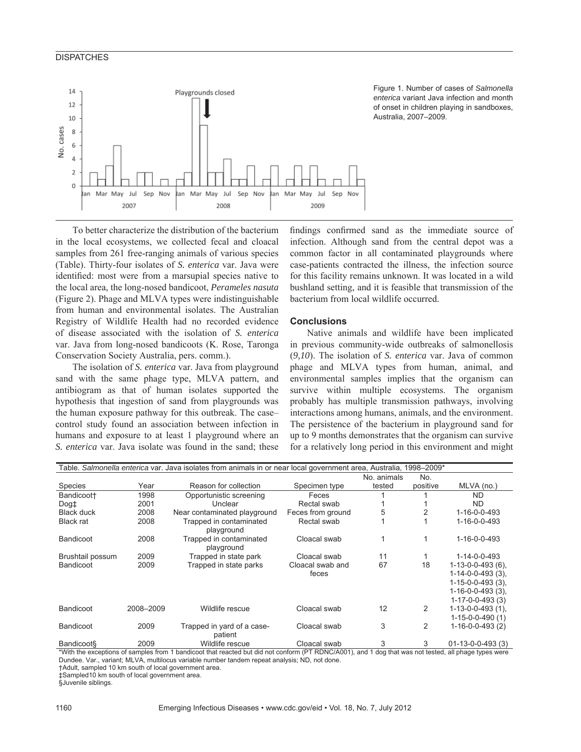Figure 1. Number of cases of *Salmonella enterica* variant Java infection and month of onset in children playing in sandboxes, Australia, 2007–2009.

To better characterize the distribution of the bacterium in the local ecosystems, we collected fecal and cloacal samples from 261 free-ranging animals of various species (Table). Thirty-four isolates of *S. enterica* var. Java were identified: most were from a marsupial species native to the local area, the long-nosed bandicoot, *Perameles nasuta* (Figure 2). Phage and MLVA types were indistinguishable from human and environmental isolates. The Australian Registry of Wildlife Health had no recorded evidence of disease associated with the isolation of *S. enterica* var. Java from long-nosed bandicoots (K. Rose, Taronga Conservation Society Australia, pers. comm.).

The isolation of *S. enterica* var. Java from playground sand with the same phage type, MLVA pattern, and antibiogram as that of human isolates supported the hypothesis that ingestion of sand from playgrounds was the human exposure pathway for this outbreak. The case–control study found an association between infection in humans and exposure to at least 1 playground where an *S. enterica* var. Java isolate was found in the sand; these findings confirmed sand as the immediate source of infection. Although sand from the central depot was a common factor in all contaminated playgrounds where case-patients contracted the illness, the infection source for this facility remains unknown. It was located in a wild bushland setting, and it is feasible that transmission of the bacterium from local wildlife occurred.

## Conclusions

Native animals and wildlife have been implicated in previous community-wide outbreaks of salmonellosis (*9,10*). The isolation of *S. enterica* var. Java of common phage and MLVA types from human, animal, and environmental samples implies that the organism can survive within multiple ecosystems. The organism probably has multiple transmission pathways, involving interactions among humans, animals, and the environment. The persistence of the bacterium in playground sand for up to 9 months demonstrates that the organism can survive for a relatively long period in this environment and might

Table. *Salmonella enterica* var. Java isolates from animals in or near local government area, Australia, 1998–2009*

| Species | Year | Reason for collection | Specimen type | No. animals tested | No. positive | MLVA (no.) |
|---|---|---|---|---|---|---|
| Bandicoot† | 1998 | Opportunistic screening | Feces | 1 | 1 | ND |
| Dog‡ | 2001 | Unclear | Rectal swab | 1 | 1 | ND |
| Black duck | 2008 | Near contaminated playground | Feces from ground | 5 | 2 | 1-16-0-0-493 |
| Black rat | 2008 | Trapped in contaminated playground | Rectal swab | 1 | 1 | 1-16-0-0-493 |
| Bandicoot | 2008 | Trapped in contaminated playground | Cloacal swab | 1 | 1 | 1-16-0-0-493 |
| Brushtail possum | 2009 | Trapped in state park | Cloacal swab | 11 | 1 | 1-14-0-0-493 |
| Bandicoot | 2009 | Trapped in state parks | Cloacal swab and feces | 67 | 18 | 1-13-0-0-493 (6), 1-14-0-0-493 (3), 1-15-0-0-493 (3), 1-16-0-0-493 (3), 1-17-0-0-493 (3) |
| Bandicoot | 2008–2009 | Wildlife rescue | Cloacal swab | 12 | 2 | 1-13-0-0-493 (1), 1-15-0-0-490 (1) |
| Bandicoot | 2009 | Trapped in yard of a case-patient | Cloacal swab | 3 | 2 | 1-16-0-0-493 (2) |
| Bandicoot§ | 2009 | Wildlife rescue | Cloacal swab | 3 | 3 | 01-13-0-0-493 (3) |

*With the exceptions of samples from 1 bandicoot that reacted but did not conform (PT RDNC/A001), and 1 dog that was not tested, all phage types were Dundee. Var., variant; MLVA, multilocus variable number tandem repeat analysis; ND, not done.
†Adult, sampled 10 km south of local government area.
‡Sampled10 km south of local government area.
§Juvenile siblings.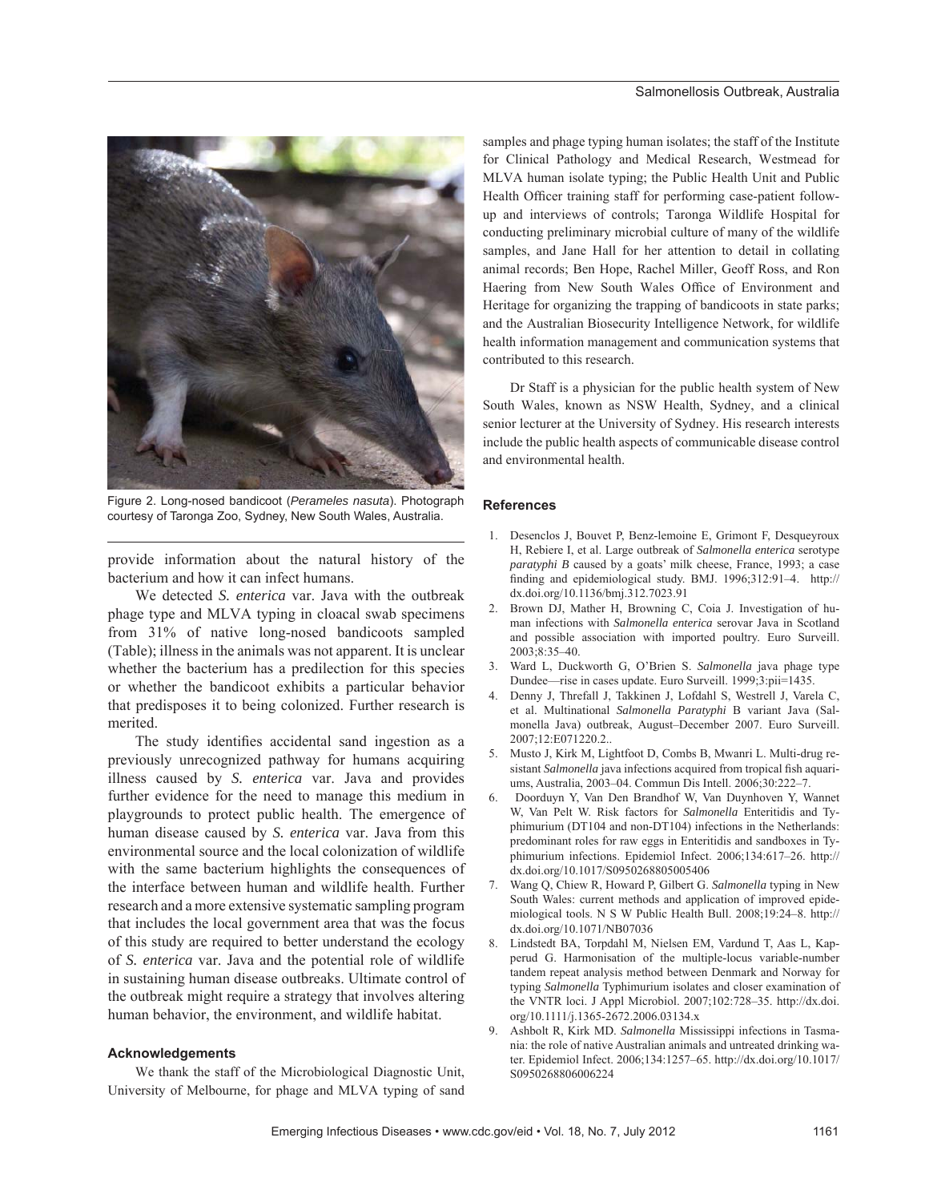Figure 2. Long-nosed bandicoot (*Perameles nasuta*). Photograph courtesy of Taronga Zoo, Sydney, New South Wales, Australia.

provide information about the natural history of the bacterium and how it can infect humans.

We detected *S. enterica* var. Java with the outbreak phage type and MLVA typing in cloacal swab specimens from 31% of native long-nosed bandicoots sampled (Table); illness in the animals was not apparent. It is unclear whether the bacterium has a predilection for this species or whether the bandicoot exhibits a particular behavior that predisposes it to being colonized. Further research is merited.

The study identifies accidental sand ingestion as a previously unrecognized pathway for humans acquiring illness caused by *S. enterica* var. Java and provides further evidence for the need to manage this medium in playgrounds to protect public health. The emergence of human disease caused by *S. enterica* var. Java from this environmental source and the local colonization of wildlife with the same bacterium highlights the consequences of the interface between human and wildlife health. Further research and a more extensive systematic sampling program that includes the local government area that was the focus of this study are required to better understand the ecology of *S. enterica* var. Java and the potential role of wildlife in sustaining human disease outbreaks. Ultimate control of the outbreak might require a strategy that involves altering human behavior, the environment, and wildlife habitat.

### Acknowledgements

We thank the staff of the Microbiological Diagnostic Unit, University of Melbourne, for phage and MLVA typing of sand samples and phage typing human isolates; the staff of the Institute for Clinical Pathology and Medical Research, Westmead for MLVA human isolate typing; the Public Health Unit and Public Health Officer training staff for performing case-patient follow-up and interviews of controls; Taronga Wildlife Hospital for conducting preliminary microbial culture of many of the wildlife samples, and Jane Hall for her attention to detail in collating animal records; Ben Hope, Rachel Miller, Geoff Ross, and Ron Haering from New South Wales Office of Environment and Heritage for organizing the trapping of bandicoots in state parks; and the Australian Biosecurity Intelligence Network, for wildlife health information management and communication systems that contributed to this research.

Dr Staff is a physician for the public health system of New South Wales, known as NSW Health, Sydney, and a clinical senior lecturer at the University of Sydney. His research interests include the public health aspects of communicable disease control and environmental health.

### References

1. Desenclos J, Bouvet P, Benz-lemoine E, Grimont F, Desqueyroux H, Rebiere I, et al. Large outbreak of *Salmonella enterica* serotype *paratyphi B* caused by a goats' milk cheese, France, 1993; a case finding and epidemiological study. BMJ. 1996;312:91–4. http://dx.doi.org/10.1136/bmj.312.7023.91
2. Brown DJ, Mather H, Browning C, Coia J. Investigation of human infections with *Salmonella enterica* serovar Java in Scotland and possible association with imported poultry. Euro Surveill. 2003;8:35–40.
3. Ward L, Duckworth G, O'Brien S. *Salmonella* java phage type Dundee—rise in cases update. Euro Surveill. 1999;3:pii=1435.
4. Denny J, Threfall J, Takkinen J, Lofdahl S, Westrell J, Varela C, et al. Multinational *Salmonella Paratyphi* B variant Java (Salmonella Java) outbreak, August–December 2007. Euro Surveill. 2007;12:E071220.2..
5. Musto J, Kirk M, Lightfoot D, Combs B, Mwanri L. Multi-drug resistant *Salmonella* java infections acquired from tropical fish aquariums, Australia, 2003–04. Commun Dis Intell. 2006;30:222–7.
6. Doorduyn Y, Van Den Brandhof W, Van Duynhoven Y, Wannet W, Van Pelt W. Risk factors for *Salmonella* Enteritidis and Typhimurium (DT104 and non-DT104) infections in the Netherlands: predominant roles for raw eggs in Enteritidis and sandboxes in Typhimurium infections. Epidemiol Infect. 2006;134:617–26. http://dx.doi.org/10.1017/S0950268805005406
7. Wang Q, Chiew R, Howard P, Gilbert G. *Salmonella* typing in New South Wales: current methods and application of improved epidemiological tools. N S W Public Health Bull. 2008;19:24–8. http://dx.doi.org/10.1071/NB07036
8. Lindstedt BA, Torpdahl M, Nielsen EM, Vardund T, Aas L, Kapperud G. Harmonisation of the multiple-locus variable-number tandem repeat analysis method between Denmark and Norway for typing *Salmonella* Typhimurium isolates and closer examination of the VNTR loci. J Appl Microbiol. 2007;102:728–35. http://dx.doi.org/10.1111/j.1365-2672.2006.03134.x
9. Ashbolt R, Kirk MD. *Salmonella* Mississippi infections in Tasmania: the role of native Australian animals and untreated drinking water. Epidemiol Infect. 2006;134:1257–65. http://dx.doi.org/10.1017/S0950268806006224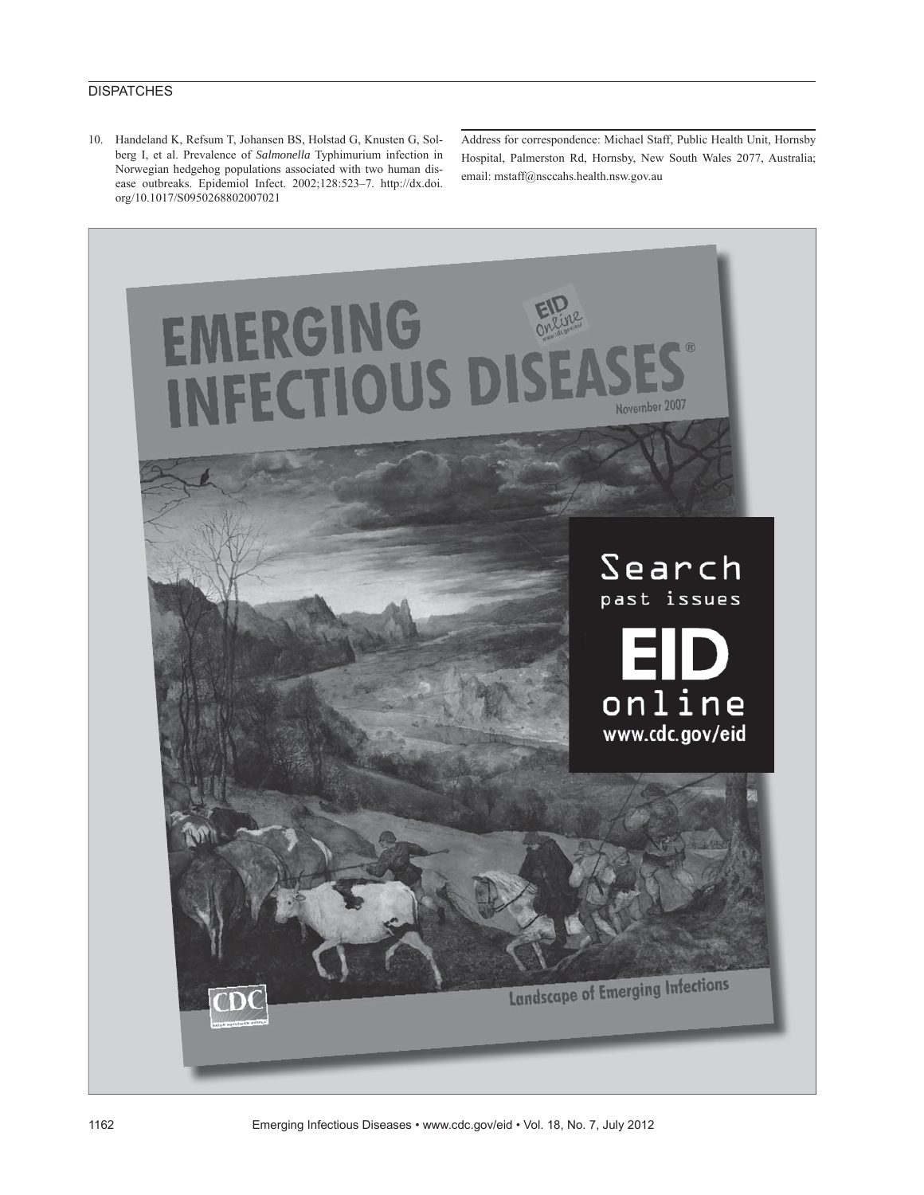10. Handeland K, Refsum T, Johansen BS, Holstad G, Knusten G, Solberg I, et al. Prevalence of *Salmonella* Typhimurium infection in Norwegian hedgehog populations associated with two human disease outbreaks. Epidemiol Infect. 2002;128:523–7. http://dx.doi.org/10.1017/S0950268802007021

Address for correspondence: Michael Staff, Public Health Unit, Hornsby Hospital, Palmerston Rd, Hornsby, New South Wales 2077, Australia; email: mstaff@nsccahs.health.nsw.gov.au

EMERGING INFECTIOUS DISEASES®

November 2007

Search past issues

EID online

www.cdc.gov/eid

Landscape of Emerging Infections